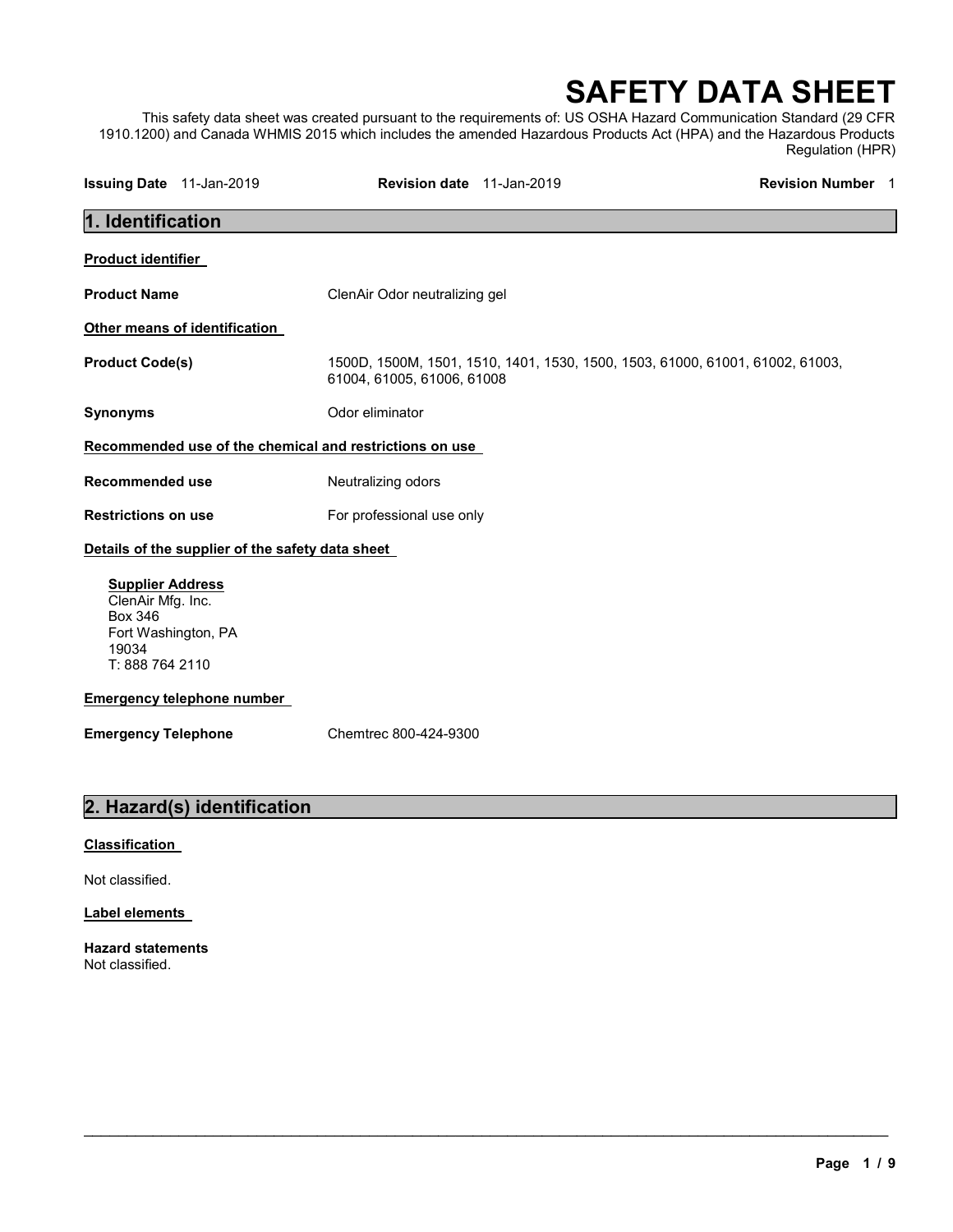# SAFETY DATA SHEET

This safety data sheet was created pursuant to the requirements of: US OSHA Hazard Communication Standard (29 CFR 1910.1200) and Canada WHMIS 2015 which includes the amended Hazardous Products Act (HPA) and the Hazardous Products Regulation (HPR)

**Issuing Date** 11-Jan-2019 **Revision date** 11-Jan-2019 **Revision Number** 1

## 1. Identification

**Product identifier**

**Product Name** ClenAir Odor neutralizing gel

**Other means of identification**

**Product Code(s)** 1500D, 1500M, 1501, 1510, 1401, 1530, 1500, 1503, 61000, 61001, 61002, 61003, 61004, 61005, 61006, 61008

**Synonyms** Odor eliminator

**Recommended use of the chemical and restrictions on use**

**Recommended use** Neutralizing odors

**Restrictions on use** For professional use only

**Details of the supplier of the safety data sheet**

**Supplier Address**
ClenAir Mfg. Inc.
Box 346
Fort Washington, PA
19034
T: 888 764 2110

**Emergency telephone number**

**Emergency Telephone** Chemtrec 800-424-9300

## 2. Hazard(s) identification

**Classification**

Not classified.

**Label elements**

**Hazard statements**
Not classified.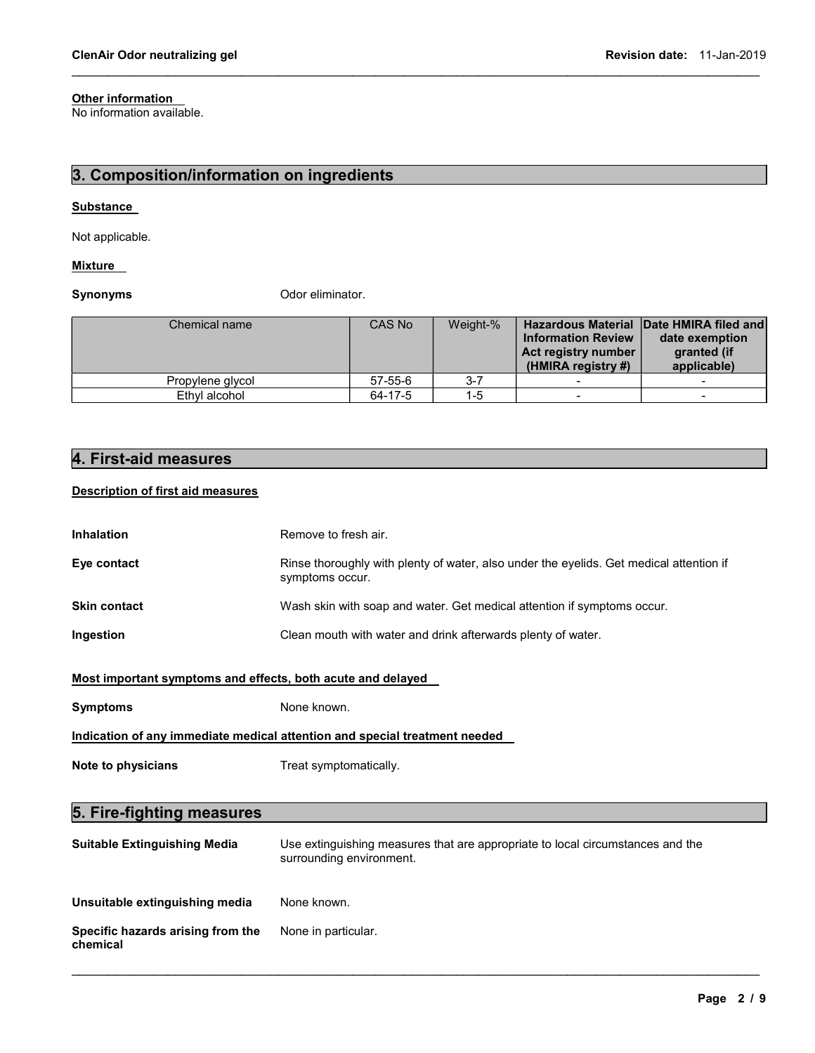**Other information**
No information available.

## 3. Composition/information on ingredients

**Substance**

Not applicable.

**Mixture**

**Synonyms** Odor eliminator.

| Chemical name | CAS No | Weight-% | Hazardous Material Information Review Act registry number (HMIRA registry #) | Date HMIRA filed and date exemption granted (if applicable) |
|---|---|---|---|---|
| Propylene glycol | 57-55-6 | 3-7 | - | - |
| Ethyl alcohol | 64-17-5 | 1-5 | - | - |

## 4. First-aid measures

**Description of first aid measures**

**Inhalation** Remove to fresh air.

**Eye contact** Rinse thoroughly with plenty of water, also under the eyelids. Get medical attention if symptoms occur.

**Skin contact** Wash skin with soap and water. Get medical attention if symptoms occur.

**Ingestion** Clean mouth with water and drink afterwards plenty of water.

**Most important symptoms and effects, both acute and delayed**

**Symptoms** None known.

**Indication of any immediate medical attention and special treatment needed**

**Note to physicians** Treat symptomatically.

## 5. Fire-fighting measures

**Suitable Extinguishing Media** Use extinguishing measures that are appropriate to local circumstances and the surrounding environment.

**Unsuitable extinguishing media** None known.

**Specific hazards arising from the chemical** None in particular.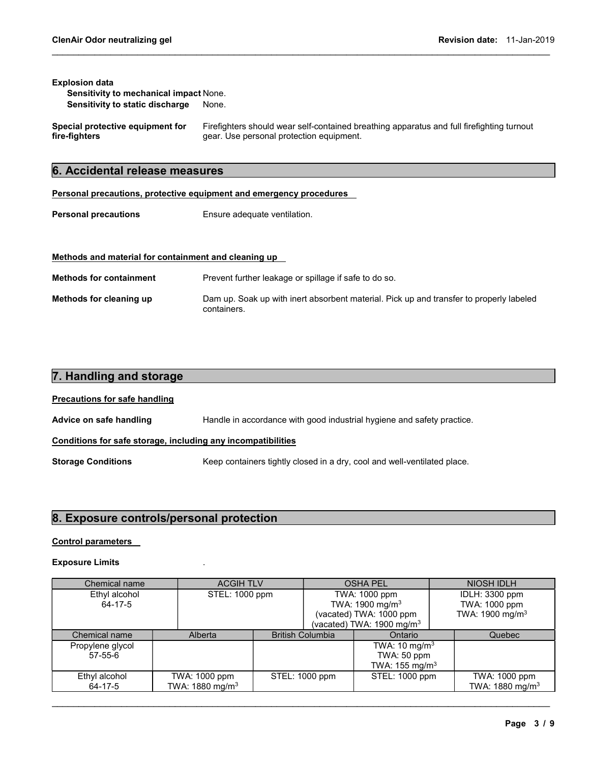**Explosion data**

**Sensitivity to mechanical impact** None.

**Sensitivity to static discharge** None.

**Special protective equipment for fire-fighters** Firefighters should wear self-contained breathing apparatus and full firefighting turnout gear. Use personal protection equipment.

## 6. Accidental release measures

**Personal precautions, protective equipment and emergency procedures**

**Personal precautions** Ensure adequate ventilation.

**Methods and material for containment and cleaning up**

**Methods for containment** Prevent further leakage or spillage if safe to do so.

**Methods for cleaning up** Dam up. Soak up with inert absorbent material. Pick up and transfer to properly labeled containers.

## 7. Handling and storage

**Precautions for safe handling**

**Advice on safe handling** Handle in accordance with good industrial hygiene and safety practice.

**Conditions for safe storage, including any incompatibilities**

**Storage Conditions** Keep containers tightly closed in a dry, cool and well-ventilated place.

## 8. Exposure controls/personal protection

**Control parameters**

**Exposure Limits** .

| Chemical name | ACGIH TLV | OSHA PEL | NIOSH IDLH |
|---|---|---|---|
| Ethyl alcohol 64-17-5 | STEL: 1000 ppm | TWA: 1000 ppm TWA: 1900 mg/m$^3$ (vacated) TWA: 1000 ppm (vacated) TWA: 1900 mg/m$^3$ | IDLH: 3300 ppm TWA: 1000 ppm TWA: 1900 mg/m$^3$ |

| Chemical name | Alberta | British Columbia | Ontario | Quebec |
|---|---|---|---|---|
| Propylene glycol 57-55-6 | | | TWA: 10 mg/m$^3$ TWA: 50 ppm TWA: 155 mg/m$^3$ | |
| Ethyl alcohol 64-17-5 | TWA: 1000 ppm TWA: 1880 mg/m$^3$ | STEL: 1000 ppm | STEL: 1000 ppm | TWA: 1000 ppm TWA: 1880 mg/m$^3$ |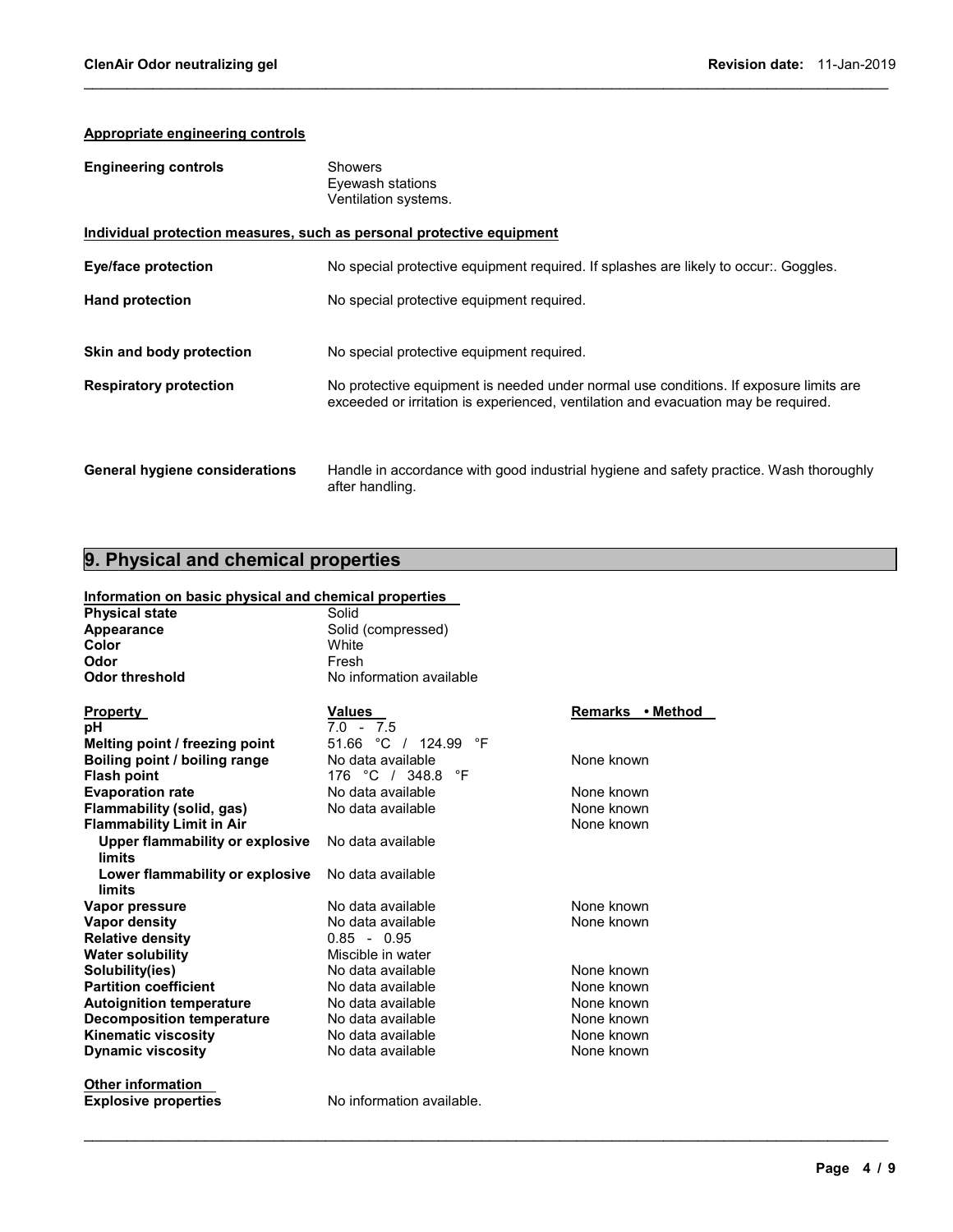**Appropriate engineering controls**

| | |
|---|---|
| **Engineering controls** | Showers<br>Eyewash stations<br>Ventilation systems. |

**Individual protection measures, such as personal protective equipment**

| | |
|---|---|
| **Eye/face protection** | No special protective equipment required. If splashes are likely to occur:. Goggles. |
| **Hand protection** | No special protective equipment required. |
| **Skin and body protection** | No special protective equipment required. |
| **Respiratory protection** | No protective equipment is needed under normal use conditions. If exposure limits are exceeded or irritation is experienced, ventilation and evacuation may be required. |
| **General hygiene considerations** | Handle in accordance with good industrial hygiene and safety practice. Wash thoroughly after handling. |

## 9. Physical and chemical properties

**Information on basic physical and chemical properties**

| | |
|---|---|
| **Physical state** | Solid |
| **Appearance** | Solid (compressed) |
| **Color** | White |
| **Odor** | Fresh |
| **Odor threshold** | No information available |

| **Property** | **Values** | **Remarks • Method** |
|---|---|---|
| **pH** | 7.0 - 7.5 | |
| **Melting point / freezing point** | 51.66 °C / 124.99 °F | |
| **Boiling point / boiling range** | No data available | None known |
| **Flash point** | 176 °C / 348.8 °F | |
| **Evaporation rate** | No data available | None known |
| **Flammability (solid, gas)** | No data available | None known |
| **Flammability Limit in Air** | | None known |
| **Upper flammability or explosive limits** | No data available | |
| **Lower flammability or explosive limits** | No data available | |
| **Vapor pressure** | No data available | None known |
| **Vapor density** | No data available | None known |
| **Relative density** | 0.85 - 0.95 | |
| **Water solubility** | Miscible in water | |
| **Solubility(ies)** | No data available | None known |
| **Partition coefficient** | No data available | None known |
| **Autoignition temperature** | No data available | None known |
| **Decomposition temperature** | No data available | None known |
| **Kinematic viscosity** | No data available | None known |
| **Dynamic viscosity** | No data available | None known |

**Other information**

| | |
|---|---|
| **Explosive properties** | No information available. |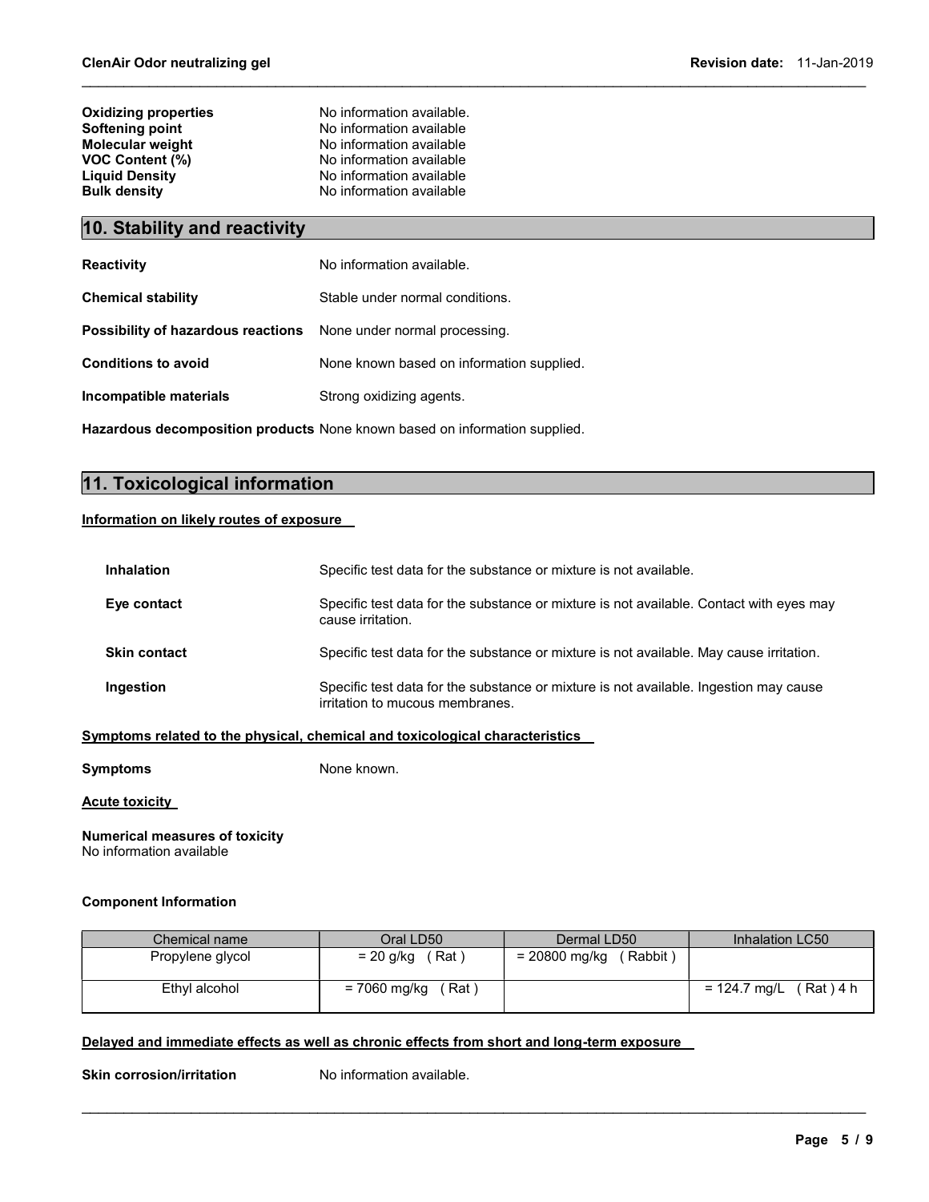| | |
|---|---|
| **Oxidizing properties** | No information available. |
| **Softening point** | No information available |
| **Molecular weight** | No information available |
| **VOC Content (%)** | No information available |
| **Liquid Density** | No information available |
| **Bulk density** | No information available |

## 10. Stability and reactivity

**Reactivity** No information available.

**Chemical stability** Stable under normal conditions.

**Possibility of hazardous reactions** None under normal processing.

**Conditions to avoid** None known based on information supplied.

**Incompatible materials** Strong oxidizing agents.

**Hazardous decomposition products** None known based on information supplied.

## 11. Toxicological information

**Information on likely routes of exposure**

**Inhalation** Specific test data for the substance or mixture is not available.

**Eye contact** Specific test data for the substance or mixture is not available. Contact with eyes may cause irritation.

**Skin contact** Specific test data for the substance or mixture is not available. May cause irritation.

**Ingestion** Specific test data for the substance or mixture is not available. Ingestion may cause irritation to mucous membranes.

**Symptoms related to the physical, chemical and toxicological characteristics**

**Symptoms** None known.

**Acute toxicity**

**Numerical measures of toxicity**
No information available

**Component Information**

| Chemical name | Oral LD50 | Dermal LD50 | Inhalation LC50 |
|---|---|---|---|
| Propylene glycol | = 20 g/kg ( Rat ) | = 20800 mg/kg ( Rabbit ) | |
| Ethyl alcohol | = 7060 mg/kg ( Rat ) | | = 124.7 mg/L ( Rat ) 4 h |

**Delayed and immediate effects as well as chronic effects from short and long-term exposure**

**Skin corrosion/irritation** No information available.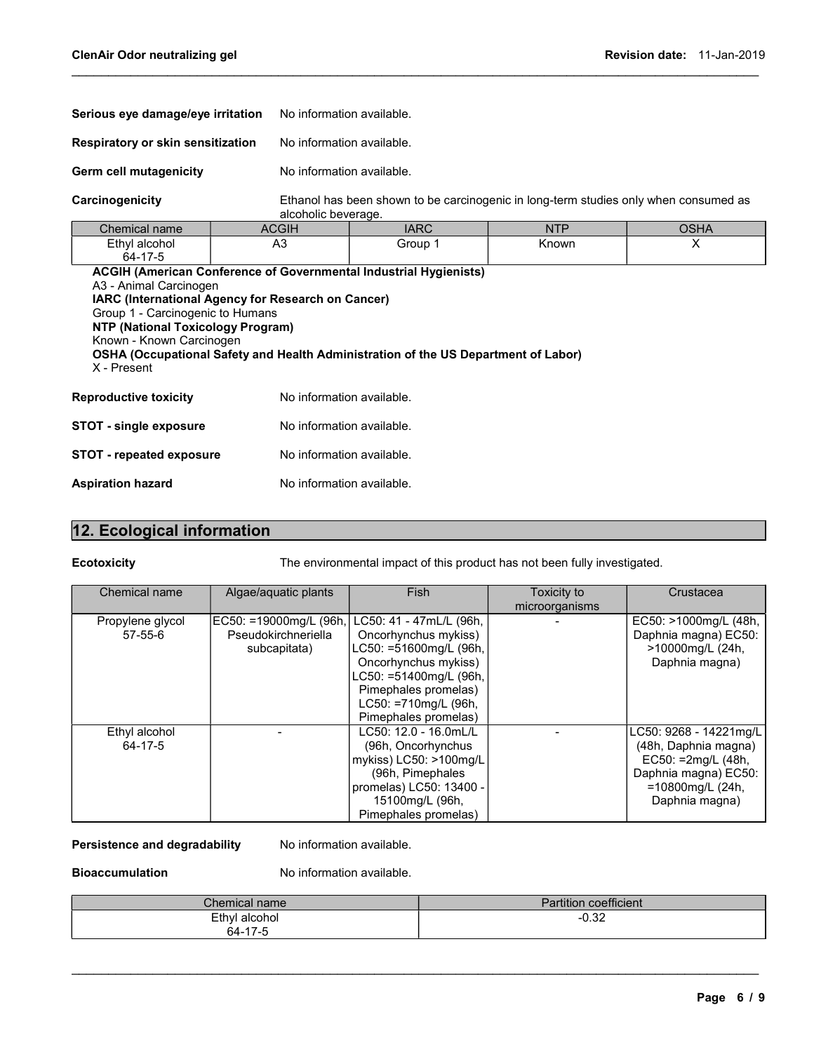**Serious eye damage/eye irritation** No information available.

**Respiratory or skin sensitization** No information available.

**Germ cell mutagenicity** No information available.

**Carcinogenicity** Ethanol has been shown to be carcinogenic in long-term studies only when consumed as alcoholic beverage.

| Chemical name | ACGIH | IARC | NTP | OSHA |
|---|---|---|---|---|
| Ethyl alcohol 64-17-5 | A3 | Group 1 | Known | X |

**ACGIH (American Conference of Governmental Industrial Hygienists)**
A3 - Animal Carcinogen
**IARC (International Agency for Research on Cancer)**
Group 1 - Carcinogenic to Humans
**NTP (National Toxicology Program)**
Known - Known Carcinogen
**OSHA (Occupational Safety and Health Administration of the US Department of Labor)**
X - Present

**Reproductive toxicity** No information available.

**STOT - single exposure** No information available.

**STOT - repeated exposure** No information available.

**Aspiration hazard** No information available.

## 12. Ecological information

**Ecotoxicity** The environmental impact of this product has not been fully investigated.

| Chemical name | Algae/aquatic plants | Fish | Toxicity to microorganisms | Crustacea |
|---|---|---|---|---|
| Propylene glycol 57-55-6 | EC50: =19000mg/L (96h, Pseudokirchneriella subcapitata) | LC50: 41 - 47mL/L (96h, Oncorhynchus mykiss) LC50: =51600mg/L (96h, Oncorhynchus mykiss) LC50: =51400mg/L (96h, Pimephales promelas) LC50: =710mg/L (96h, Pimephales promelas) | - | EC50: >1000mg/L (48h, Daphnia magna) EC50: >10000mg/L (24h, Daphnia magna) |
| Ethyl alcohol 64-17-5 | - | LC50: 12.0 - 16.0mL/L (96h, Oncorhynchus mykiss) LC50: >100mg/L (96h, Pimephales promelas) LC50: 13400 - 15100mg/L (96h, Pimephales promelas) | - | LC50: 9268 - 14221mg/L (48h, Daphnia magna) EC50: =2mg/L (48h, Daphnia magna) EC50: =10800mg/L (24h, Daphnia magna) |

**Persistence and degradability** No information available.

**Bioaccumulation** No information available.

| Chemical name | Partition coefficient |
|---|---|
| Ethyl alcohol 64-17-5 | -0.32 |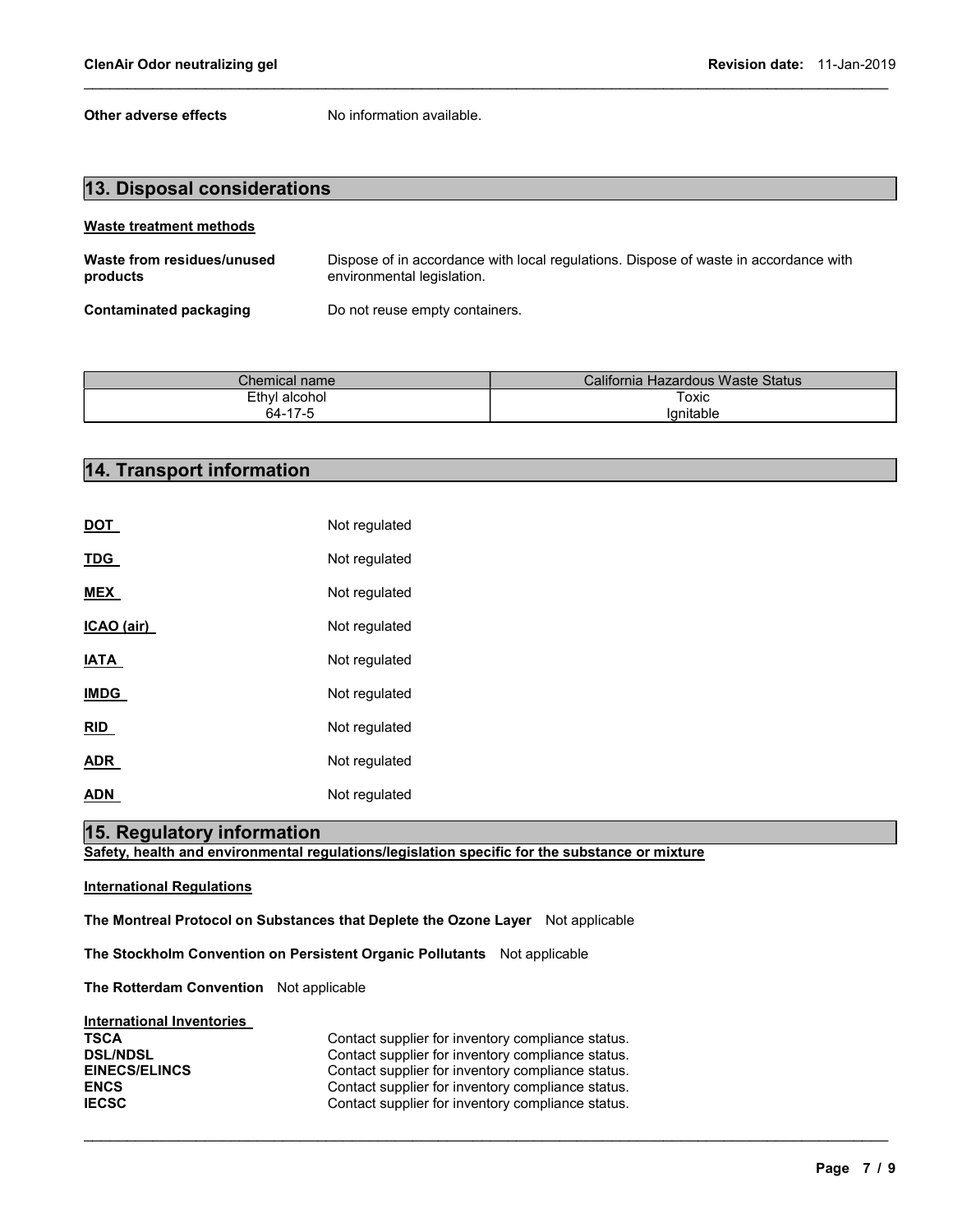**Other adverse effects** No information available.

## 13. Disposal considerations

**Waste treatment methods**

**Waste from residues/unused products** Dispose of in accordance with local regulations. Dispose of waste in accordance with environmental legislation.

**Contaminated packaging** Do not reuse empty containers.

| Chemical name | California Hazardous Waste Status |
|---|---|
| Ethyl alcohol<br>64-17-5 | Toxic<br>Ignitable |

## 14. Transport information

**DOT** Not regulated

**TDG** Not regulated

**MEX** Not regulated

**ICAO (air)** Not regulated

**IATA** Not regulated

**IMDG** Not regulated

**RID** Not regulated

**ADR** Not regulated

**ADN** Not regulated

## 15. Regulatory information

**Safety, health and environmental regulations/legislation specific for the substance or mixture**

**International Regulations**

**The Montreal Protocol on Substances that Deplete the Ozone Layer** Not applicable

**The Stockholm Convention on Persistent Organic Pollutants** Not applicable

**The Rotterdam Convention** Not applicable

**International Inventories**

| | |
|---|---|
| **TSCA** | Contact supplier for inventory compliance status. |
| **DSL/NDSL** | Contact supplier for inventory compliance status. |
| **EINECS/ELINCS** | Contact supplier for inventory compliance status. |
| **ENCS** | Contact supplier for inventory compliance status. |
| **IECSC** | Contact supplier for inventory compliance status. |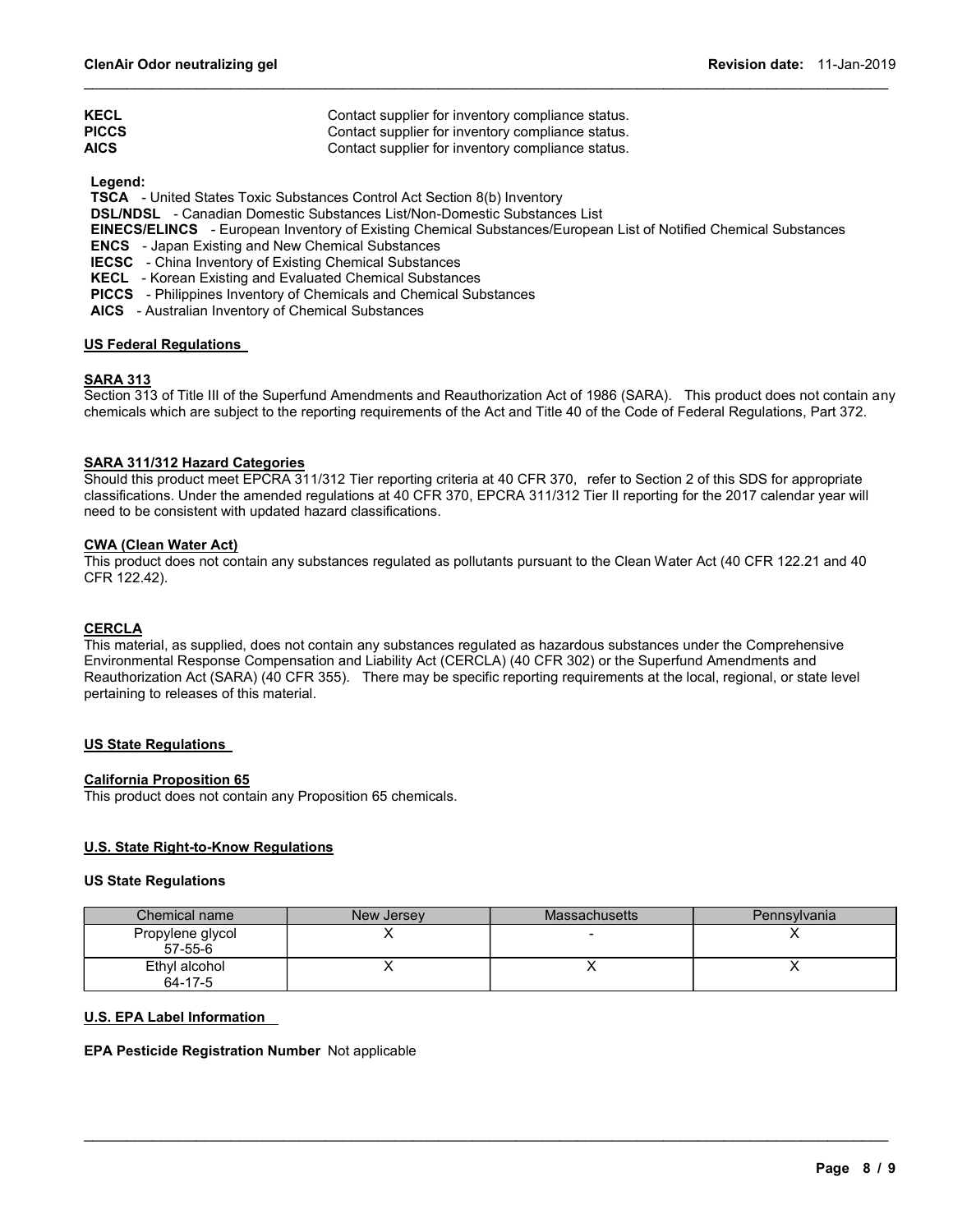| | |
|---|---|
| **KECL** | Contact supplier for inventory compliance status. |
| **PICCS** | Contact supplier for inventory compliance status. |
| **AICS** | Contact supplier for inventory compliance status. |

**Legend:**

**TSCA** - United States Toxic Substances Control Act Section 8(b) Inventory
**DSL/NDSL** - Canadian Domestic Substances List/Non-Domestic Substances List
**EINECS/ELINCS** - European Inventory of Existing Chemical Substances/European List of Notified Chemical Substances
**ENCS** - Japan Existing and New Chemical Substances
**IECSC** - China Inventory of Existing Chemical Substances
**KECL** - Korean Existing and Evaluated Chemical Substances
**PICCS** - Philippines Inventory of Chemicals and Chemical Substances
**AICS** - Australian Inventory of Chemical Substances

## US Federal Regulations

### SARA 313

Section 313 of Title III of the Superfund Amendments and Reauthorization Act of 1986 (SARA). This product does not contain any chemicals which are subject to the reporting requirements of the Act and Title 40 of the Code of Federal Regulations, Part 372.

### SARA 311/312 Hazard Categories

Should this product meet EPCRA 311/312 Tier reporting criteria at 40 CFR 370, refer to Section 2 of this SDS for appropriate classifications. Under the amended regulations at 40 CFR 370, EPCRA 311/312 Tier II reporting for the 2017 calendar year will need to be consistent with updated hazard classifications.

### CWA (Clean Water Act)

This product does not contain any substances regulated as pollutants pursuant to the Clean Water Act (40 CFR 122.21 and 40 CFR 122.42).

### CERCLA

This material, as supplied, does not contain any substances regulated as hazardous substances under the Comprehensive Environmental Response Compensation and Liability Act (CERCLA) (40 CFR 302) or the Superfund Amendments and Reauthorization Act (SARA) (40 CFR 355). There may be specific reporting requirements at the local, regional, or state level pertaining to releases of this material.

## US State Regulations

### California Proposition 65

This product does not contain any Proposition 65 chemicals.

## U.S. State Right-to-Know Regulations

### US State Regulations

| Chemical name | New Jersey | Massachusetts | Pennsylvania |
|---|---|---|---|
| Propylene glycol<br>57-55-6 | X | - | X |
| Ethyl alcohol<br>64-17-5 | X | X | X |

## U.S. EPA Label Information

**EPA Pesticide Registration Number** Not applicable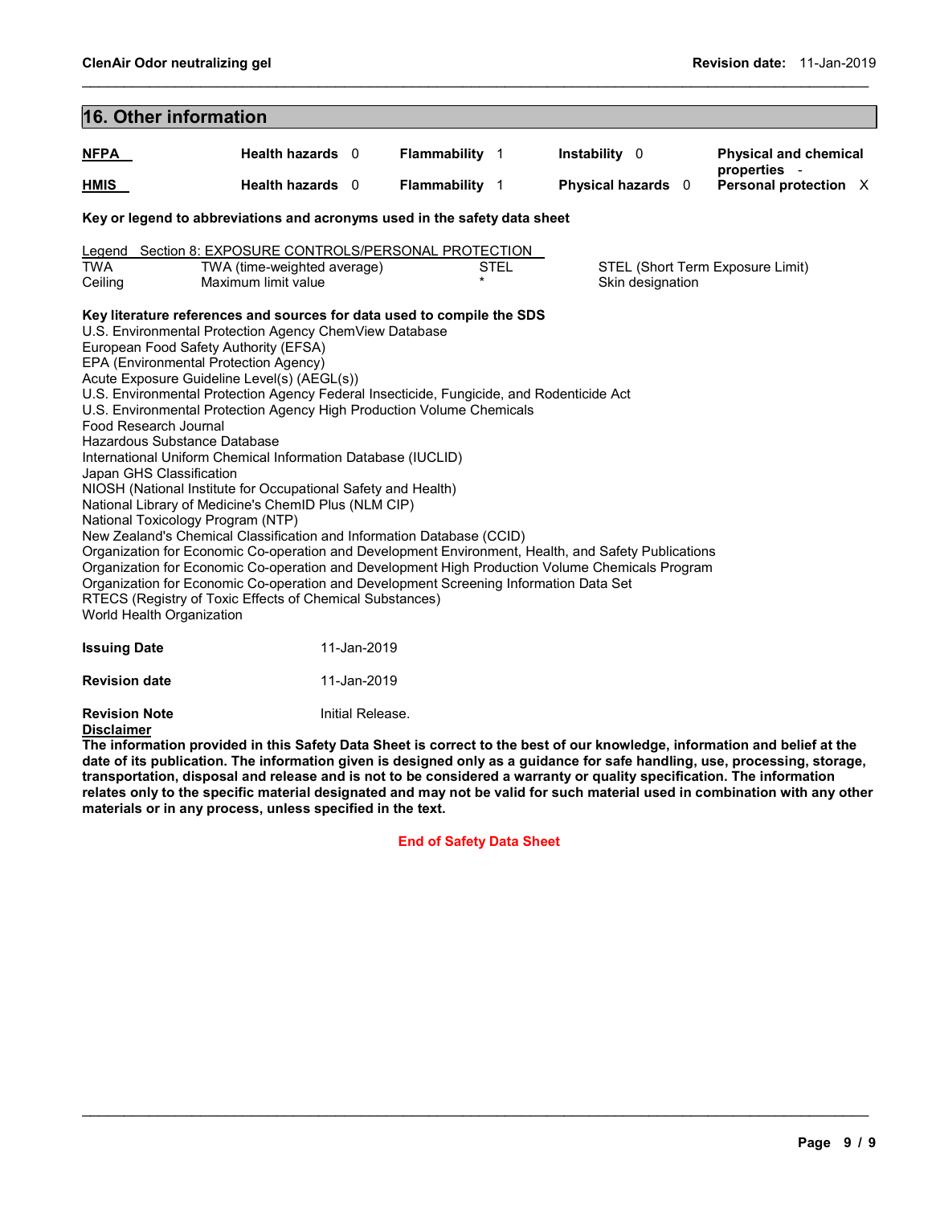## 16. Other information

| | | | | |
|---|---|---|---|---|
| **NFPA** | **Health hazards** 0 | **Flammability** 1 | **Instability** 0 | **Physical and chemical properties** - |
| **HMIS** | **Health hazards** 0 | **Flammability** 1 | **Physical hazards** 0 | **Personal protection** X |

**Key or legend to abbreviations and acronyms used in the safety data sheet**

Legend Section 8: EXPOSURE CONTROLS/PERSONAL PROTECTION

| | | | |
|---|---|---|---|
| TWA | TWA (time-weighted average) | STEL | STEL (Short Term Exposure Limit) |
| Ceiling | Maximum limit value | * | Skin designation |

**Key literature references and sources for data used to compile the SDS**

U.S. Environmental Protection Agency ChemView Database
European Food Safety Authority (EFSA)
EPA (Environmental Protection Agency)
Acute Exposure Guideline Level(s) (AEGL(s))
U.S. Environmental Protection Agency Federal Insecticide, Fungicide, and Rodenticide Act
U.S. Environmental Protection Agency High Production Volume Chemicals
Food Research Journal
Hazardous Substance Database
International Uniform Chemical Information Database (IUCLID)
Japan GHS Classification
NIOSH (National Institute for Occupational Safety and Health)
National Library of Medicine's ChemID Plus (NLM CIP)
National Toxicology Program (NTP)
New Zealand's Chemical Classification and Information Database (CCID)
Organization for Economic Co-operation and Development Environment, Health, and Safety Publications
Organization for Economic Co-operation and Development High Production Volume Chemicals Program
Organization for Economic Co-operation and Development Screening Information Data Set
RTECS (Registry of Toxic Effects of Chemical Substances)
World Health Organization

**Issuing Date** 11-Jan-2019

**Revision date** 11-Jan-2019

**Revision Note** Initial Release.

**Disclaimer**

**The information provided in this Safety Data Sheet is correct to the best of our knowledge, information and belief at the date of its publication. The information given is designed only as a guidance for safe handling, use, processing, storage, transportation, disposal and release and is not to be considered a warranty or quality specification. The information relates only to the specific material designated and may not be valid for such material used in combination with any other materials or in any process, unless specified in the text.**

**End of Safety Data Sheet**